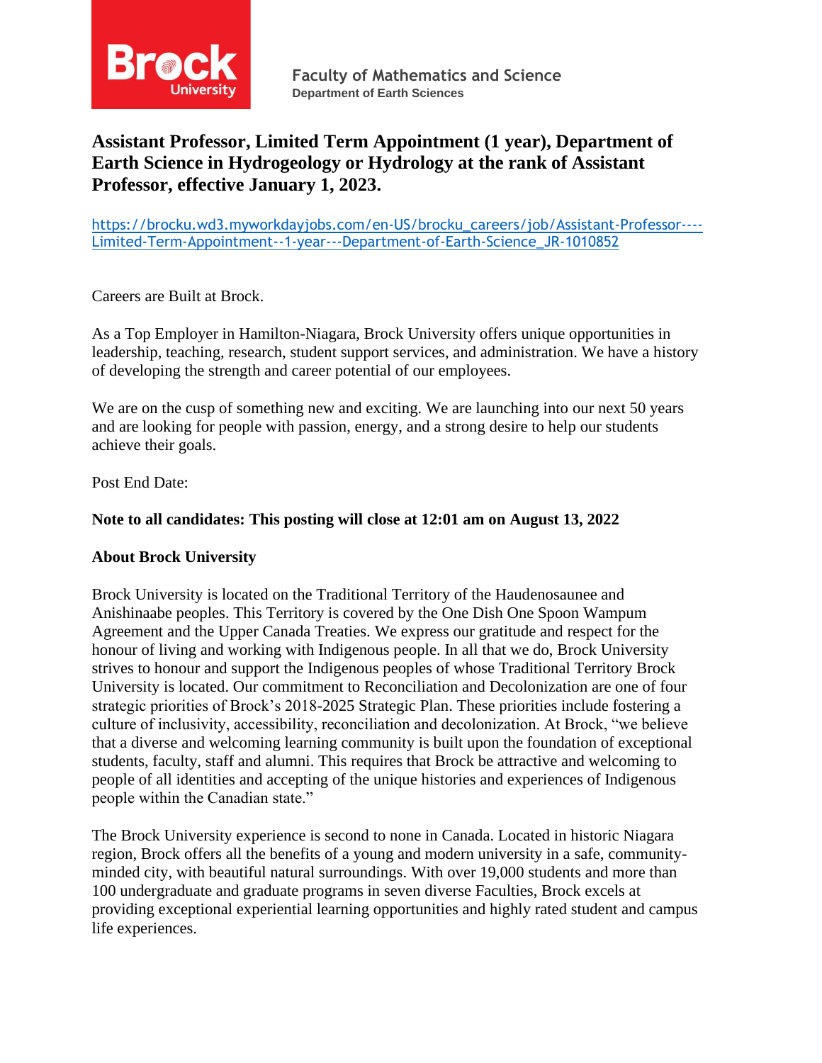Faculty of Mathematics and Science
Department of Earth Sciences

# Assistant Professor, Limited Term Appointment (1 year), Department of Earth Science in Hydrogeology or Hydrology at the rank of Assistant Professor, effective January 1, 2023.

https://brocku.wd3.myworkdayjobs.com/en-US/brocku_careers/job/Assistant-Professor----Limited-Term-Appointment--1-year---Department-of-Earth-Science_JR-1010852

Careers are Built at Brock.

As a Top Employer in Hamilton-Niagara, Brock University offers unique opportunities in leadership, teaching, research, student support services, and administration. We have a history of developing the strength and career potential of our employees.

We are on the cusp of something new and exciting. We are launching into our next 50 years and are looking for people with passion, energy, and a strong desire to help our students achieve their goals.

Post End Date:

**Note to all candidates: This posting will close at 12:01 am on August 13, 2022**

**About Brock University**

Brock University is located on the Traditional Territory of the Haudenosaunee and Anishinaabe peoples. This Territory is covered by the One Dish One Spoon Wampum Agreement and the Upper Canada Treaties. We express our gratitude and respect for the honour of living and working with Indigenous people. In all that we do, Brock University strives to honour and support the Indigenous peoples of whose Traditional Territory Brock University is located. Our commitment to Reconciliation and Decolonization are one of four strategic priorities of Brock's 2018-2025 Strategic Plan. These priorities include fostering a culture of inclusivity, accessibility, reconciliation and decolonization. At Brock, "we believe that a diverse and welcoming learning community is built upon the foundation of exceptional students, faculty, staff and alumni. This requires that Brock be attractive and welcoming to people of all identities and accepting of the unique histories and experiences of Indigenous people within the Canadian state."

The Brock University experience is second to none in Canada. Located in historic Niagara region, Brock offers all the benefits of a young and modern university in a safe, community-minded city, with beautiful natural surroundings. With over 19,000 students and more than 100 undergraduate and graduate programs in seven diverse Faculties, Brock excels at providing exceptional experiential learning opportunities and highly rated student and campus life experiences.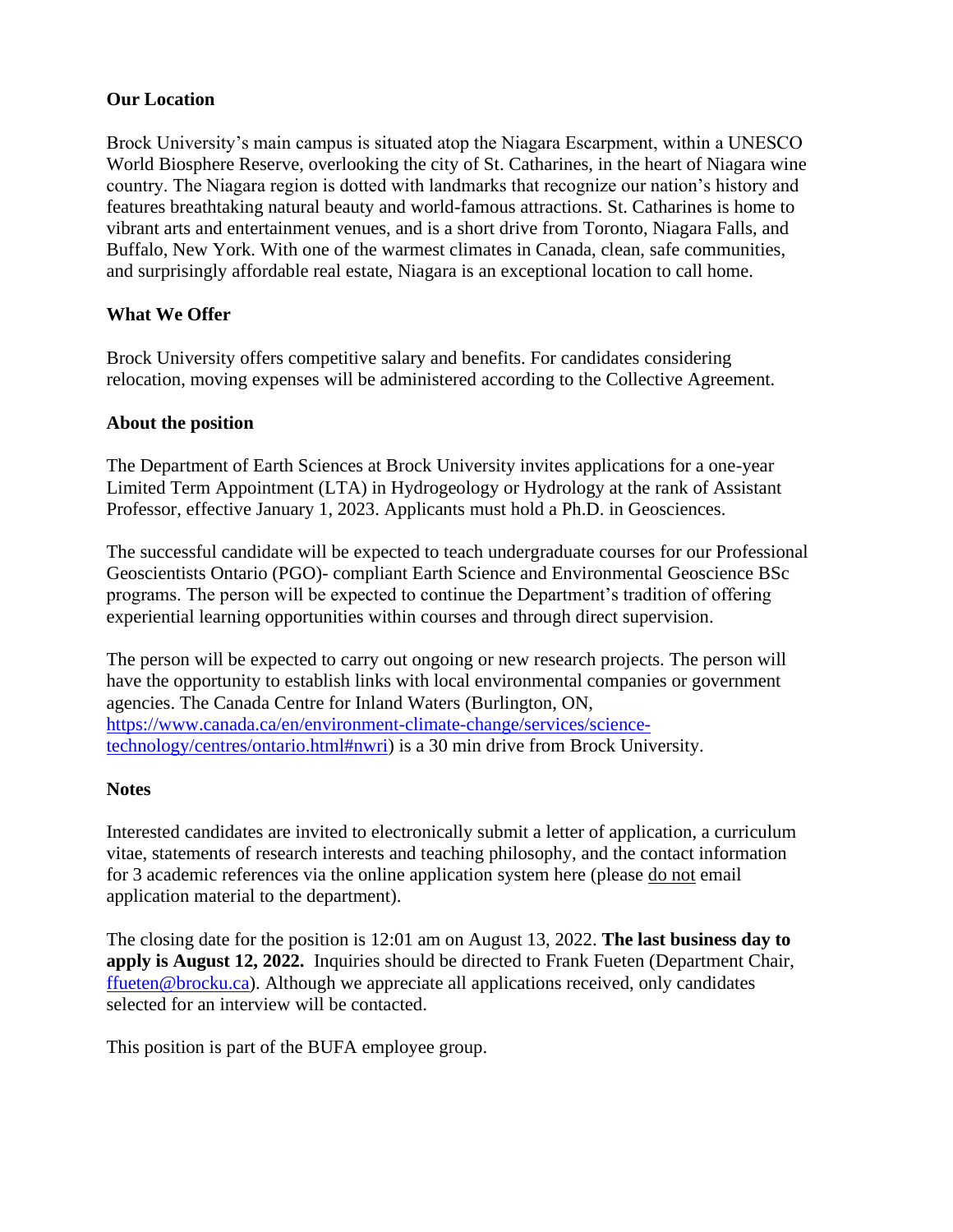**Our Location**

Brock University's main campus is situated atop the Niagara Escarpment, within a UNESCO World Biosphere Reserve, overlooking the city of St. Catharines, in the heart of Niagara wine country. The Niagara region is dotted with landmarks that recognize our nation's history and features breathtaking natural beauty and world-famous attractions. St. Catharines is home to vibrant arts and entertainment venues, and is a short drive from Toronto, Niagara Falls, and Buffalo, New York. With one of the warmest climates in Canada, clean, safe communities, and surprisingly affordable real estate, Niagara is an exceptional location to call home.

**What We Offer**

Brock University offers competitive salary and benefits. For candidates considering relocation, moving expenses will be administered according to the Collective Agreement.

**About the position**

The Department of Earth Sciences at Brock University invites applications for a one-year Limited Term Appointment (LTA) in Hydrogeology or Hydrology at the rank of Assistant Professor, effective January 1, 2023. Applicants must hold a Ph.D. in Geosciences.

The successful candidate will be expected to teach undergraduate courses for our Professional Geoscientists Ontario (PGO)- compliant Earth Science and Environmental Geoscience BSc programs. The person will be expected to continue the Department's tradition of offering experiential learning opportunities within courses and through direct supervision.

The person will be expected to carry out ongoing or new research projects. The person will have the opportunity to establish links with local environmental companies or government agencies. The Canada Centre for Inland Waters (Burlington, ON, https://www.canada.ca/en/environment-climate-change/services/science-technology/centres/ontario.html#nwri) is a 30 min drive from Brock University.

**Notes**

Interested candidates are invited to electronically submit a letter of application, a curriculum vitae, statements of research interests and teaching philosophy, and the contact information for 3 academic references via the online application system here (please do not email application material to the department).

The closing date for the position is 12:01 am on August 13, 2022. **The last business day to apply is August 12, 2022.** Inquiries should be directed to Frank Fueten (Department Chair, ffueten@brocku.ca). Although we appreciate all applications received, only candidates selected for an interview will be contacted.

This position is part of the BUFA employee group.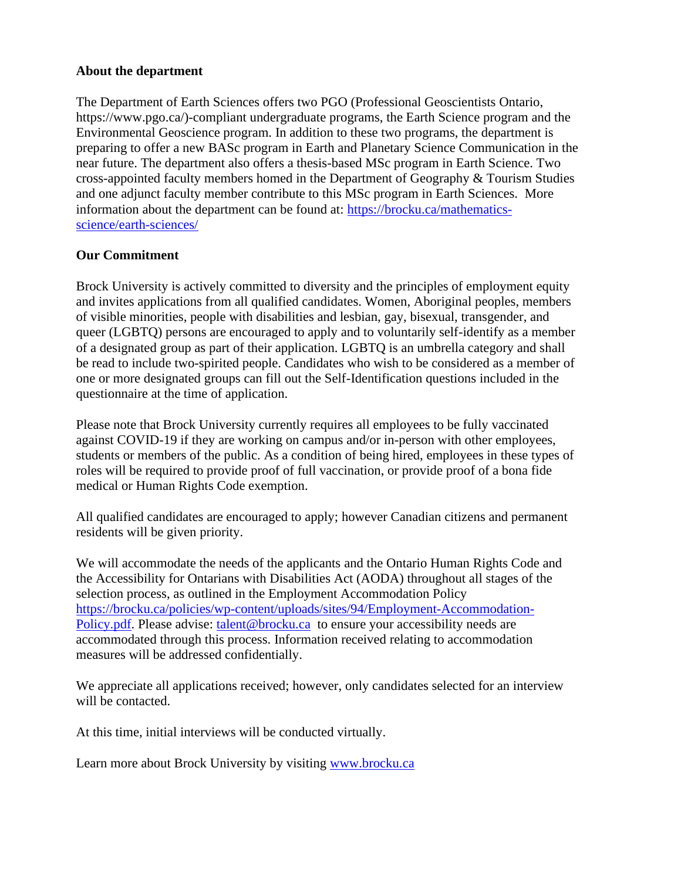**About the department**

The Department of Earth Sciences offers two PGO (Professional Geoscientists Ontario, https://www.pgo.ca/)-compliant undergraduate programs, the Earth Science program and the Environmental Geoscience program. In addition to these two programs, the department is preparing to offer a new BASc program in Earth and Planetary Science Communication in the near future. The department also offers a thesis-based MSc program in Earth Science. Two cross-appointed faculty members homed in the Department of Geography & Tourism Studies and one adjunct faculty member contribute to this MSc program in Earth Sciences. More information about the department can be found at: [https://brocku.ca/mathematics-science/earth-sciences/](https://brocku.ca/mathematics-science/earth-sciences/)

**Our Commitment**

Brock University is actively committed to diversity and the principles of employment equity and invites applications from all qualified candidates. Women, Aboriginal peoples, members of visible minorities, people with disabilities and lesbian, gay, bisexual, transgender, and queer (LGBTQ) persons are encouraged to apply and to voluntarily self-identify as a member of a designated group as part of their application. LGBTQ is an umbrella category and shall be read to include two-spirited people. Candidates who wish to be considered as a member of one or more designated groups can fill out the Self-Identification questions included in the questionnaire at the time of application.

Please note that Brock University currently requires all employees to be fully vaccinated against COVID-19 if they are working on campus and/or in-person with other employees, students or members of the public. As a condition of being hired, employees in these types of roles will be required to provide proof of full vaccination, or provide proof of a bona fide medical or Human Rights Code exemption.

All qualified candidates are encouraged to apply; however Canadian citizens and permanent residents will be given priority.

We will accommodate the needs of the applicants and the Ontario Human Rights Code and the Accessibility for Ontarians with Disabilities Act (AODA) throughout all stages of the selection process, as outlined in the Employment Accommodation Policy [https://brocku.ca/policies/wp-content/uploads/sites/94/Employment-Accommodation-Policy.pdf](https://brocku.ca/policies/wp-content/uploads/sites/94/Employment-Accommodation-Policy.pdf). Please advise: [talent@brocku.ca](mailto:talent@brocku.ca) to ensure your accessibility needs are accommodated through this process. Information received relating to accommodation measures will be addressed confidentially.

We appreciate all applications received; however, only candidates selected for an interview will be contacted.

At this time, initial interviews will be conducted virtually.

Learn more about Brock University by visiting [www.brocku.ca](http://www.brocku.ca)